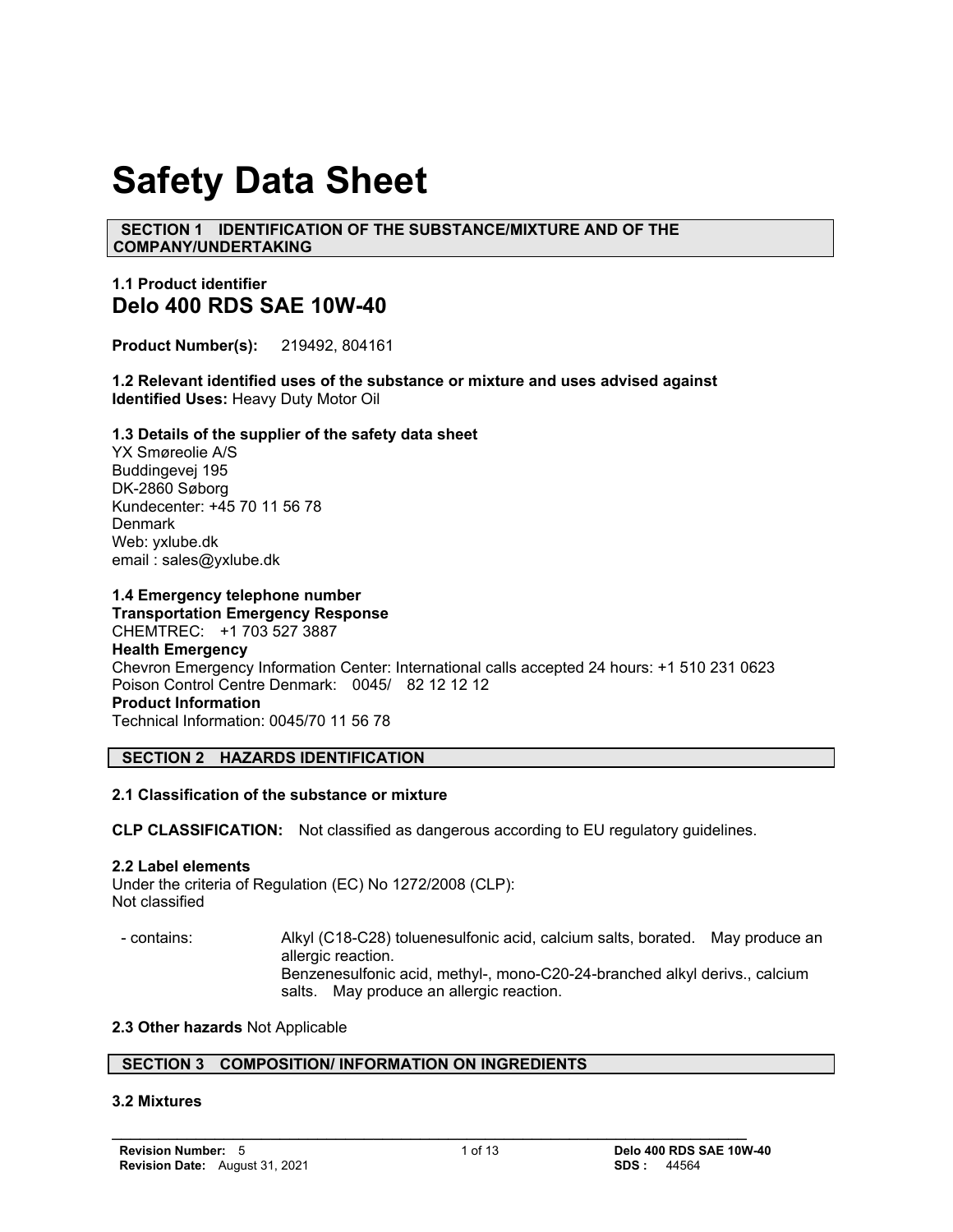# Safety Data Sheet

## SECTION 1 IDENTIFICATION OF THE SUBSTANCE/MIXTURE AND OF THE COMPANY/UNDERTAKING

### 1.1 Product identifier

## Delo 400 RDS SAE 10W-40

**Product Number(s):** 219492, 804161

**1.2 Relevant identified uses of the substance or mixture and uses advised against**
**Identified Uses:** Heavy Duty Motor Oil

**1.3 Details of the supplier of the safety data sheet**
YX Smøreolie A/S
Buddingevej 195
DK-2860 Søborg
Kundecenter: +45 70 11 56 78
Denmark
Web: yxlube.dk
email : sales@yxlube.dk

**1.4 Emergency telephone number**
**Transportation Emergency Response**
CHEMTREC: +1 703 527 3887
**Health Emergency**
Chevron Emergency Information Center: International calls accepted 24 hours: +1 510 231 0623
Poison Control Centre Denmark: 0045/ 82 12 12 12
**Product Information**
Technical Information: 0045/70 11 56 78

## SECTION 2 HAZARDS IDENTIFICATION

**2.1 Classification of the substance or mixture**

**CLP CLASSIFICATION:** Not classified as dangerous according to EU regulatory guidelines.

**2.2 Label elements**
Under the criteria of Regulation (EC) No 1272/2008 (CLP):
Not classified

- contains: Alkyl (C18-C28) toluenesulfonic acid, calcium salts, borated. May produce an allergic reaction.
  Benzenesulfonic acid, methyl-, mono-C20-24-branched alkyl derivs., calcium salts. May produce an allergic reaction.

**2.3 Other hazards** Not Applicable

## SECTION 3 COMPOSITION/ INFORMATION ON INGREDIENTS

**3.2 Mixtures**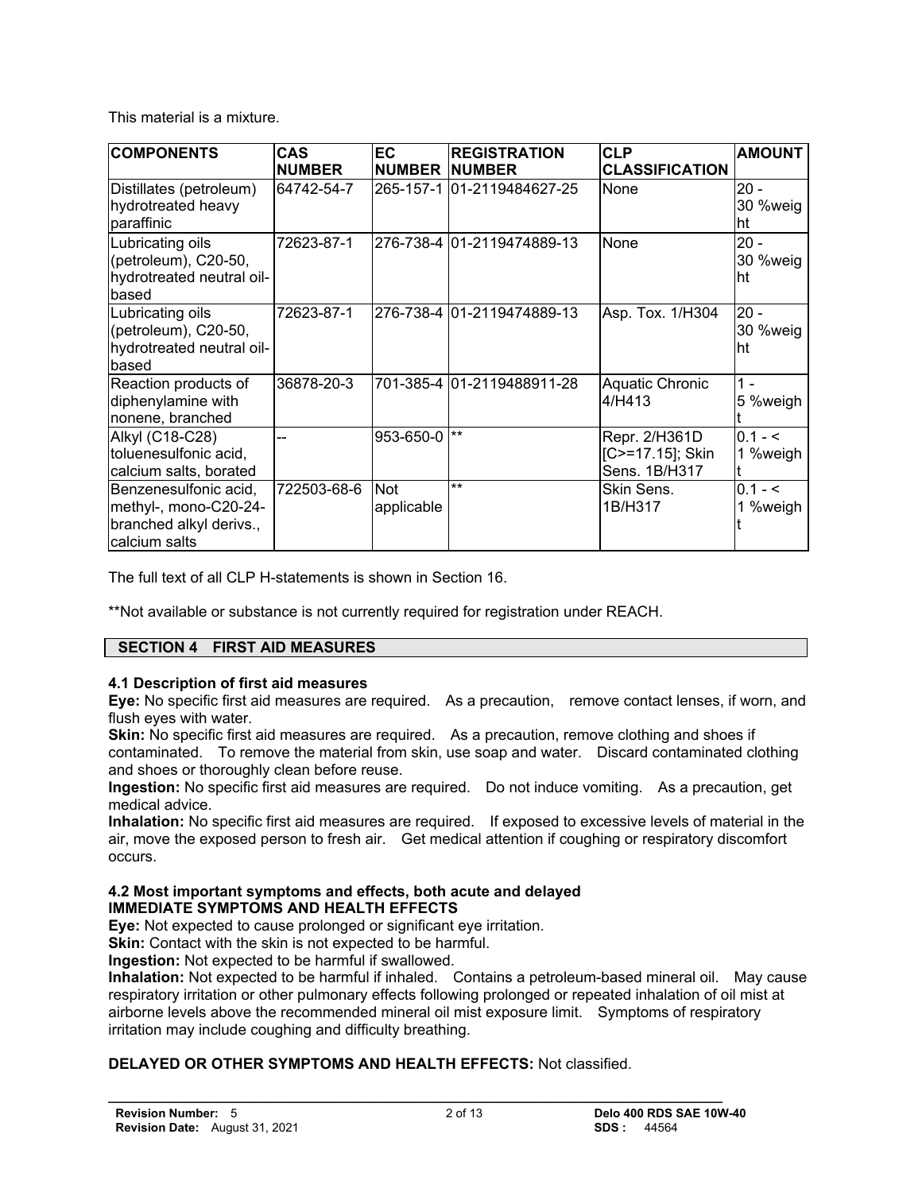This material is a mixture.

| COMPONENTS | CAS NUMBER | EC NUMBER | REGISTRATION NUMBER | CLP CLASSIFICATION | AMOUNT |
|---|---|---|---|---|---|
| Distillates (petroleum) hydrotreated heavy paraffinic | 64742-54-7 | 265-157-1 | 01-2119484627-25 | None | 20 - 30 %weight |
| Lubricating oils (petroleum), C20-50, hydrotreated neutral oil-based | 72623-87-1 | 276-738-4 | 01-2119474889-13 | None | 20 - 30 %weight |
| Lubricating oils (petroleum), C20-50, hydrotreated neutral oil-based | 72623-87-1 | 276-738-4 | 01-2119474889-13 | Asp. Tox. 1/H304 | 20 - 30 %weight |
| Reaction products of diphenylamine with nonene, branched | 36878-20-3 | 701-385-4 | 01-2119488911-28 | Aquatic Chronic 4/H413 | 1 - 5 %weight |
| Alkyl (C18-C28) toluenesulfonic acid, calcium salts, borated | -- | 953-650-0 | ** | Repr. 2/H361D [C>=17.15]; Skin Sens. 1B/H317 | 0.1 - < 1 %weight |
| Benzenesulfonic acid, methyl-, mono-C20-24-branched alkyl derivs., calcium salts | 722503-68-6 | Not applicable | ** | Skin Sens. 1B/H317 | 0.1 - < 1 %weight |

The full text of all CLP H-statements is shown in Section 16.

**Not available or substance is not currently required for registration under REACH.

## SECTION 4 FIRST AID MEASURES

### 4.1 Description of first aid measures

**Eye:** No specific first aid measures are required. As a precaution, remove contact lenses, if worn, and flush eyes with water.

**Skin:** No specific first aid measures are required. As a precaution, remove clothing and shoes if contaminated. To remove the material from skin, use soap and water. Discard contaminated clothing and shoes or thoroughly clean before reuse.

**Ingestion:** No specific first aid measures are required. Do not induce vomiting. As a precaution, get medical advice.

**Inhalation:** No specific first aid measures are required. If exposed to excessive levels of material in the air, move the exposed person to fresh air. Get medical attention if coughing or respiratory discomfort occurs.

### 4.2 Most important symptoms and effects, both acute and delayed

**IMMEDIATE SYMPTOMS AND HEALTH EFFECTS**

**Eye:** Not expected to cause prolonged or significant eye irritation.

**Skin:** Contact with the skin is not expected to be harmful.

**Ingestion:** Not expected to be harmful if swallowed.

**Inhalation:** Not expected to be harmful if inhaled. Contains a petroleum-based mineral oil. May cause respiratory irritation or other pulmonary effects following prolonged or repeated inhalation of oil mist at airborne levels above the recommended mineral oil mist exposure limit. Symptoms of respiratory irritation may include coughing and difficulty breathing.

**DELAYED OR OTHER SYMPTOMS AND HEALTH EFFECTS:** Not classified.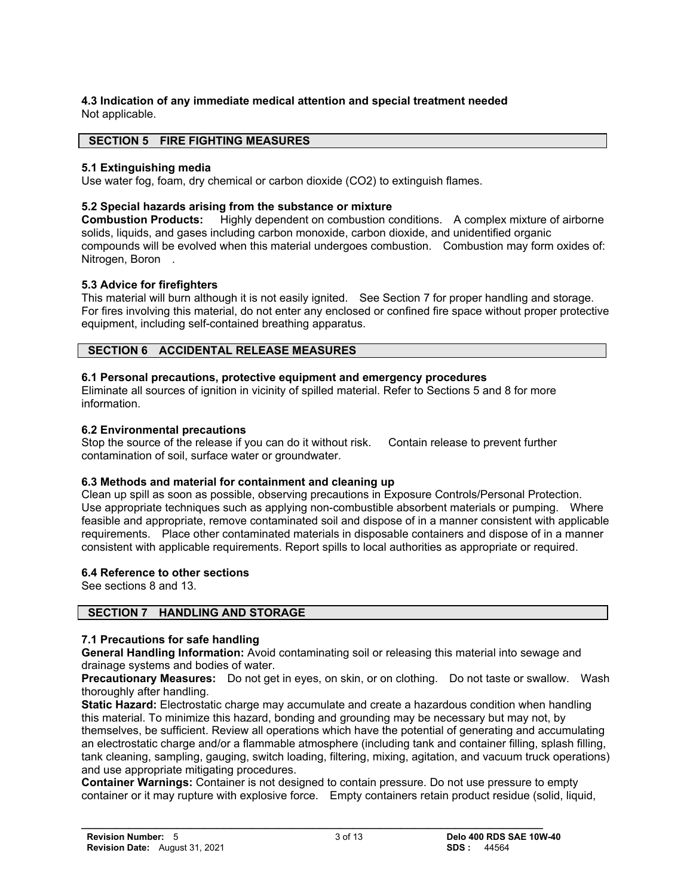### 4.3 Indication of any immediate medical attention and special treatment needed

Not applicable.

## SECTION 5 FIRE FIGHTING MEASURES

### 5.1 Extinguishing media

Use water fog, foam, dry chemical or carbon dioxide ($CO_2$) to extinguish flames.

### 5.2 Special hazards arising from the substance or mixture

**Combustion Products:** Highly dependent on combustion conditions. A complex mixture of airborne solids, liquids, and gases including carbon monoxide, carbon dioxide, and unidentified organic compounds will be evolved when this material undergoes combustion. Combustion may form oxides of: Nitrogen, Boron .

### 5.3 Advice for firefighters

This material will burn although it is not easily ignited. See Section 7 for proper handling and storage. For fires involving this material, do not enter any enclosed or confined fire space without proper protective equipment, including self-contained breathing apparatus.

## SECTION 6 ACCIDENTAL RELEASE MEASURES

### 6.1 Personal precautions, protective equipment and emergency procedures

Eliminate all sources of ignition in vicinity of spilled material. Refer to Sections 5 and 8 for more information.

### 6.2 Environmental precautions

Stop the source of the release if you can do it without risk. Contain release to prevent further contamination of soil, surface water or groundwater.

### 6.3 Methods and material for containment and cleaning up

Clean up spill as soon as possible, observing precautions in Exposure Controls/Personal Protection. Use appropriate techniques such as applying non-combustible absorbent materials or pumping. Where feasible and appropriate, remove contaminated soil and dispose of in a manner consistent with applicable requirements. Place other contaminated materials in disposable containers and dispose of in a manner consistent with applicable requirements. Report spills to local authorities as appropriate or required.

### 6.4 Reference to other sections

See sections 8 and 13.

## SECTION 7 HANDLING AND STORAGE

### 7.1 Precautions for safe handling

**General Handling Information:** Avoid contaminating soil or releasing this material into sewage and drainage systems and bodies of water.

**Precautionary Measures:** Do not get in eyes, on skin, or on clothing. Do not taste or swallow. Wash thoroughly after handling.

**Static Hazard:** Electrostatic charge may accumulate and create a hazardous condition when handling this material. To minimize this hazard, bonding and grounding may be necessary but may not, by themselves, be sufficient. Review all operations which have the potential of generating and accumulating an electrostatic charge and/or a flammable atmosphere (including tank and container filling, splash filling, tank cleaning, sampling, gauging, switch loading, filtering, mixing, agitation, and vacuum truck operations) and use appropriate mitigating procedures.

**Container Warnings:** Container is not designed to contain pressure. Do not use pressure to empty container or it may rupture with explosive force. Empty containers retain product residue (solid, liquid,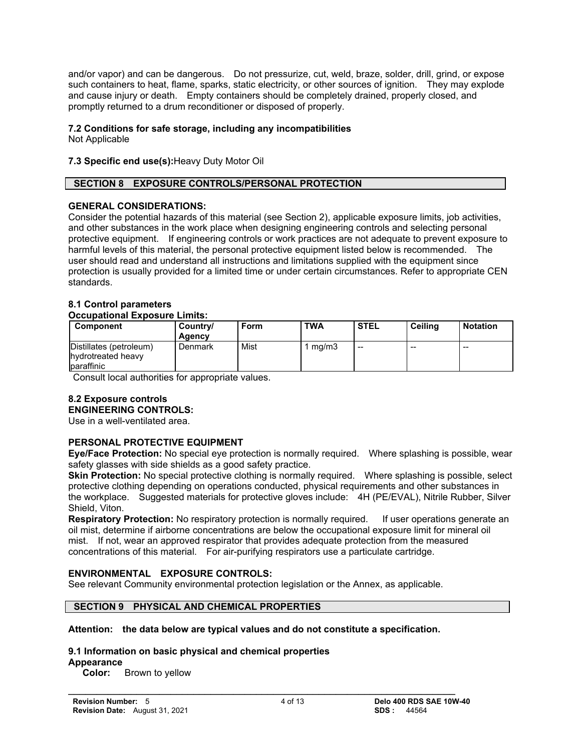and/or vapor) and can be dangerous. Do not pressurize, cut, weld, braze, solder, drill, grind, or expose such containers to heat, flame, sparks, static electricity, or other sources of ignition. They may explode and cause injury or death. Empty containers should be completely drained, properly closed, and promptly returned to a drum reconditioner or disposed of properly.

**7.2 Conditions for safe storage, including any incompatibilities**
Not Applicable

**7.3 Specific end use(s):**Heavy Duty Motor Oil

## SECTION 8 EXPOSURE CONTROLS/PERSONAL PROTECTION

**GENERAL CONSIDERATIONS:**
Consider the potential hazards of this material (see Section 2), applicable exposure limits, job activities, and other substances in the work place when designing engineering controls and selecting personal protective equipment. If engineering controls or work practices are not adequate to prevent exposure to harmful levels of this material, the personal protective equipment listed below is recommended. The user should read and understand all instructions and limitations supplied with the equipment since protection is usually provided for a limited time or under certain circumstances. Refer to appropriate CEN standards.

**8.1 Control parameters**
**Occupational Exposure Limits:**

| Component | Country/ Agency | Form | TWA | STEL | Ceiling | Notation |
|---|---|---|---|---|---|---|
| Distillates (petroleum) hydrotreated heavy paraffinic | Denmark | Mist | 1 mg/m3 | -- | -- | -- |

Consult local authorities for appropriate values.

**8.2 Exposure controls**
**ENGINEERING CONTROLS:**
Use in a well-ventilated area.

**PERSONAL PROTECTIVE EQUIPMENT**
**Eye/Face Protection:** No special eye protection is normally required. Where splashing is possible, wear safety glasses with side shields as a good safety practice.
**Skin Protection:** No special protective clothing is normally required. Where splashing is possible, select protective clothing depending on operations conducted, physical requirements and other substances in the workplace. Suggested materials for protective gloves include: 4H (PE/EVAL), Nitrile Rubber, Silver Shield, Viton.
**Respiratory Protection:** No respiratory protection is normally required. If user operations generate an oil mist, determine if airborne concentrations are below the occupational exposure limit for mineral oil mist. If not, wear an approved respirator that provides adequate protection from the measured concentrations of this material. For air-purifying respirators use a particulate cartridge.

**ENVIRONMENTAL EXPOSURE CONTROLS:**
See relevant Community environmental protection legislation or the Annex, as applicable.

## SECTION 9 PHYSICAL AND CHEMICAL PROPERTIES

**Attention: the data below are typical values and do not constitute a specification.**

**9.1 Information on basic physical and chemical properties**
**Appearance**
**Color:** Brown to yellow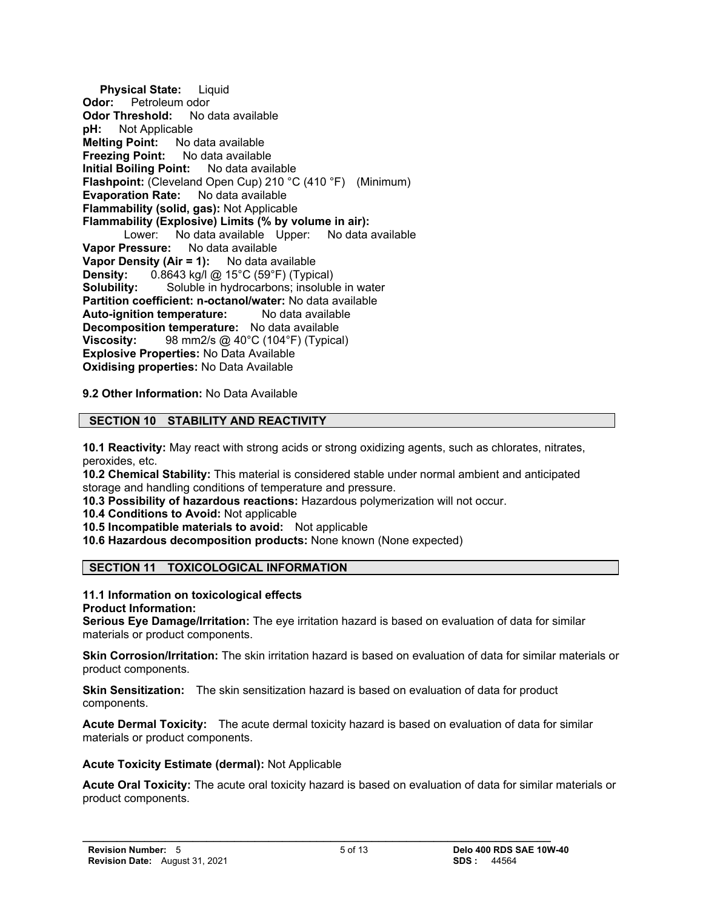**Physical State:** Liquid
**Odor:** Petroleum odor
**Odor Threshold:** No data available
**pH:** Not Applicable
**Melting Point:** No data available
**Freezing Point:** No data available
**Initial Boiling Point:** No data available
**Flashpoint:** (Cleveland Open Cup) 210 °C (410 °F) (Minimum)
**Evaporation Rate:** No data available
**Flammability (solid, gas):** Not Applicable
**Flammability (Explosive) Limits (% by volume in air):**
Lower: No data available Upper: No data available
**Vapor Pressure:** No data available
**Vapor Density (Air = 1):** No data available
**Density:** 0.8643 kg/l @ 15°C (59°F) (Typical)
**Solubility:** Soluble in hydrocarbons; insoluble in water
**Partition coefficient: n-octanol/water:** No data available
**Auto-ignition temperature:** No data available
**Decomposition temperature:** No data available
**Viscosity:** 98 mm2/s @ 40°C (104°F) (Typical)
**Explosive Properties:** No Data Available
**Oxidising properties:** No Data Available

**9.2 Other Information:** No Data Available

## SECTION 10 STABILITY AND REACTIVITY

**10.1 Reactivity:** May react with strong acids or strong oxidizing agents, such as chlorates, nitrates, peroxides, etc.
**10.2 Chemical Stability:** This material is considered stable under normal ambient and anticipated storage and handling conditions of temperature and pressure.
**10.3 Possibility of hazardous reactions:** Hazardous polymerization will not occur.
**10.4 Conditions to Avoid:** Not applicable
**10.5 Incompatible materials to avoid:** Not applicable
**10.6 Hazardous decomposition products:** None known (None expected)

## SECTION 11 TOXICOLOGICAL INFORMATION

### 11.1 Information on toxicological effects

**Product Information:**
**Serious Eye Damage/Irritation:** The eye irritation hazard is based on evaluation of data for similar materials or product components.

**Skin Corrosion/Irritation:** The skin irritation hazard is based on evaluation of data for similar materials or product components.

**Skin Sensitization:** The skin sensitization hazard is based on evaluation of data for product components.

**Acute Dermal Toxicity:** The acute dermal toxicity hazard is based on evaluation of data for similar materials or product components.

**Acute Toxicity Estimate (dermal):** Not Applicable

**Acute Oral Toxicity:** The acute oral toxicity hazard is based on evaluation of data for similar materials or product components.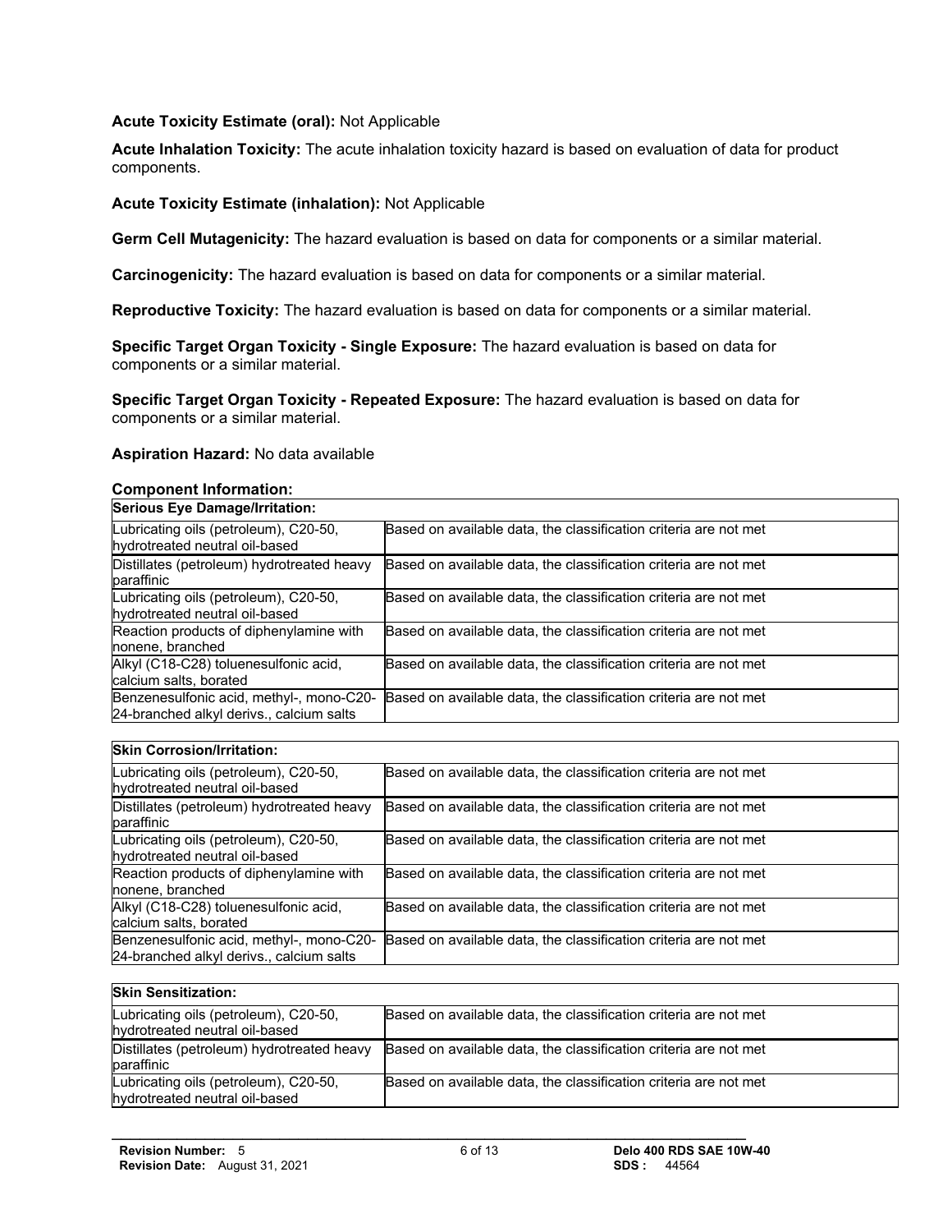**Acute Toxicity Estimate (oral):** Not Applicable

**Acute Inhalation Toxicity:** The acute inhalation toxicity hazard is based on evaluation of data for product components.

**Acute Toxicity Estimate (inhalation):** Not Applicable

**Germ Cell Mutagenicity:** The hazard evaluation is based on data for components or a similar material.

**Carcinogenicity:** The hazard evaluation is based on data for components or a similar material.

**Reproductive Toxicity:** The hazard evaluation is based on data for components or a similar material.

**Specific Target Organ Toxicity - Single Exposure:** The hazard evaluation is based on data for components or a similar material.

**Specific Target Organ Toxicity - Repeated Exposure:** The hazard evaluation is based on data for components or a similar material.

**Aspiration Hazard:** No data available

**Component Information:**

| **Serious Eye Damage/Irritation:** | |
|---|---|
| Lubricating oils (petroleum), C20-50, hydrotreated neutral oil-based | Based on available data, the classification criteria are not met |
| Distillates (petroleum) hydrotreated heavy paraffinic | Based on available data, the classification criteria are not met |
| Lubricating oils (petroleum), C20-50, hydrotreated neutral oil-based | Based on available data, the classification criteria are not met |
| Reaction products of diphenylamine with nonene, branched | Based on available data, the classification criteria are not met |
| Alkyl (C18-C28) toluenesulfonic acid, calcium salts, borated | Based on available data, the classification criteria are not met |
| Benzenesulfonic acid, methyl-, mono-C20-24-branched alkyl derivs., calcium salts | Based on available data, the classification criteria are not met |

| **Skin Corrosion/Irritation:** | |
|---|---|
| Lubricating oils (petroleum), C20-50, hydrotreated neutral oil-based | Based on available data, the classification criteria are not met |
| Distillates (petroleum) hydrotreated heavy paraffinic | Based on available data, the classification criteria are not met |
| Lubricating oils (petroleum), C20-50, hydrotreated neutral oil-based | Based on available data, the classification criteria are not met |
| Reaction products of diphenylamine with nonene, branched | Based on available data, the classification criteria are not met |
| Alkyl (C18-C28) toluenesulfonic acid, calcium salts, borated | Based on available data, the classification criteria are not met |
| Benzenesulfonic acid, methyl-, mono-C20-24-branched alkyl derivs., calcium salts | Based on available data, the classification criteria are not met |

| **Skin Sensitization:** | |
|---|---|
| Lubricating oils (petroleum), C20-50, hydrotreated neutral oil-based | Based on available data, the classification criteria are not met |
| Distillates (petroleum) hydrotreated heavy paraffinic | Based on available data, the classification criteria are not met |
| Lubricating oils (petroleum), C20-50, hydrotreated neutral oil-based | Based on available data, the classification criteria are not met |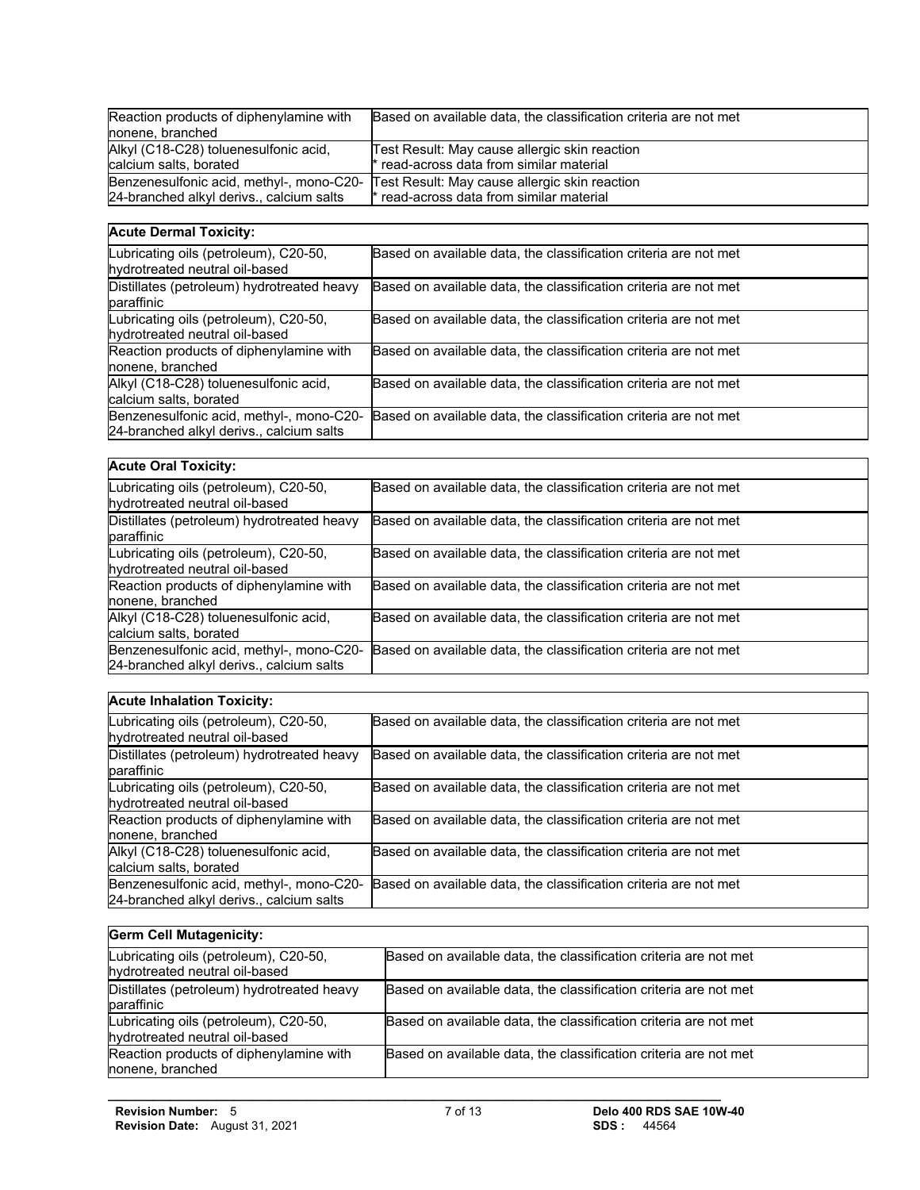| | |
|---|---|
| Reaction products of diphenylamine with nonene, branched | Based on available data, the classification criteria are not met |
| Alkyl (C18-C28) toluenesulfonic acid, calcium salts, borated | Test Result: May cause allergic skin reaction<br>* read-across data from similar material |
| Benzenesulfonic acid, methyl-, mono-C20-24-branched alkyl derivs., calcium salts | Test Result: May cause allergic skin reaction<br>* read-across data from similar material |

| **Acute Dermal Toxicity:** | |
|---|---|
| Lubricating oils (petroleum), C20-50, hydrotreated neutral oil-based | Based on available data, the classification criteria are not met |
| Distillates (petroleum) hydrotreated heavy paraffinic | Based on available data, the classification criteria are not met |
| Lubricating oils (petroleum), C20-50, hydrotreated neutral oil-based | Based on available data, the classification criteria are not met |
| Reaction products of diphenylamine with nonene, branched | Based on available data, the classification criteria are not met |
| Alkyl (C18-C28) toluenesulfonic acid, calcium salts, borated | Based on available data, the classification criteria are not met |
| Benzenesulfonic acid, methyl-, mono-C20-24-branched alkyl derivs., calcium salts | Based on available data, the classification criteria are not met |

| **Acute Oral Toxicity:** | |
|---|---|
| Lubricating oils (petroleum), C20-50, hydrotreated neutral oil-based | Based on available data, the classification criteria are not met |
| Distillates (petroleum) hydrotreated heavy paraffinic | Based on available data, the classification criteria are not met |
| Lubricating oils (petroleum), C20-50, hydrotreated neutral oil-based | Based on available data, the classification criteria are not met |
| Reaction products of diphenylamine with nonene, branched | Based on available data, the classification criteria are not met |
| Alkyl (C18-C28) toluenesulfonic acid, calcium salts, borated | Based on available data, the classification criteria are not met |
| Benzenesulfonic acid, methyl-, mono-C20-24-branched alkyl derivs., calcium salts | Based on available data, the classification criteria are not met |

| **Acute Inhalation Toxicity:** | |
|---|---|
| Lubricating oils (petroleum), C20-50, hydrotreated neutral oil-based | Based on available data, the classification criteria are not met |
| Distillates (petroleum) hydrotreated heavy paraffinic | Based on available data, the classification criteria are not met |
| Lubricating oils (petroleum), C20-50, hydrotreated neutral oil-based | Based on available data, the classification criteria are not met |
| Reaction products of diphenylamine with nonene, branched | Based on available data, the classification criteria are not met |
| Alkyl (C18-C28) toluenesulfonic acid, calcium salts, borated | Based on available data, the classification criteria are not met |
| Benzenesulfonic acid, methyl-, mono-C20-24-branched alkyl derivs., calcium salts | Based on available data, the classification criteria are not met |

| **Germ Cell Mutagenicity:** | |
|---|---|
| Lubricating oils (petroleum), C20-50, hydrotreated neutral oil-based | Based on available data, the classification criteria are not met |
| Distillates (petroleum) hydrotreated heavy paraffinic | Based on available data, the classification criteria are not met |
| Lubricating oils (petroleum), C20-50, hydrotreated neutral oil-based | Based on available data, the classification criteria are not met |
| Reaction products of diphenylamine with nonene, branched | Based on available data, the classification criteria are not met |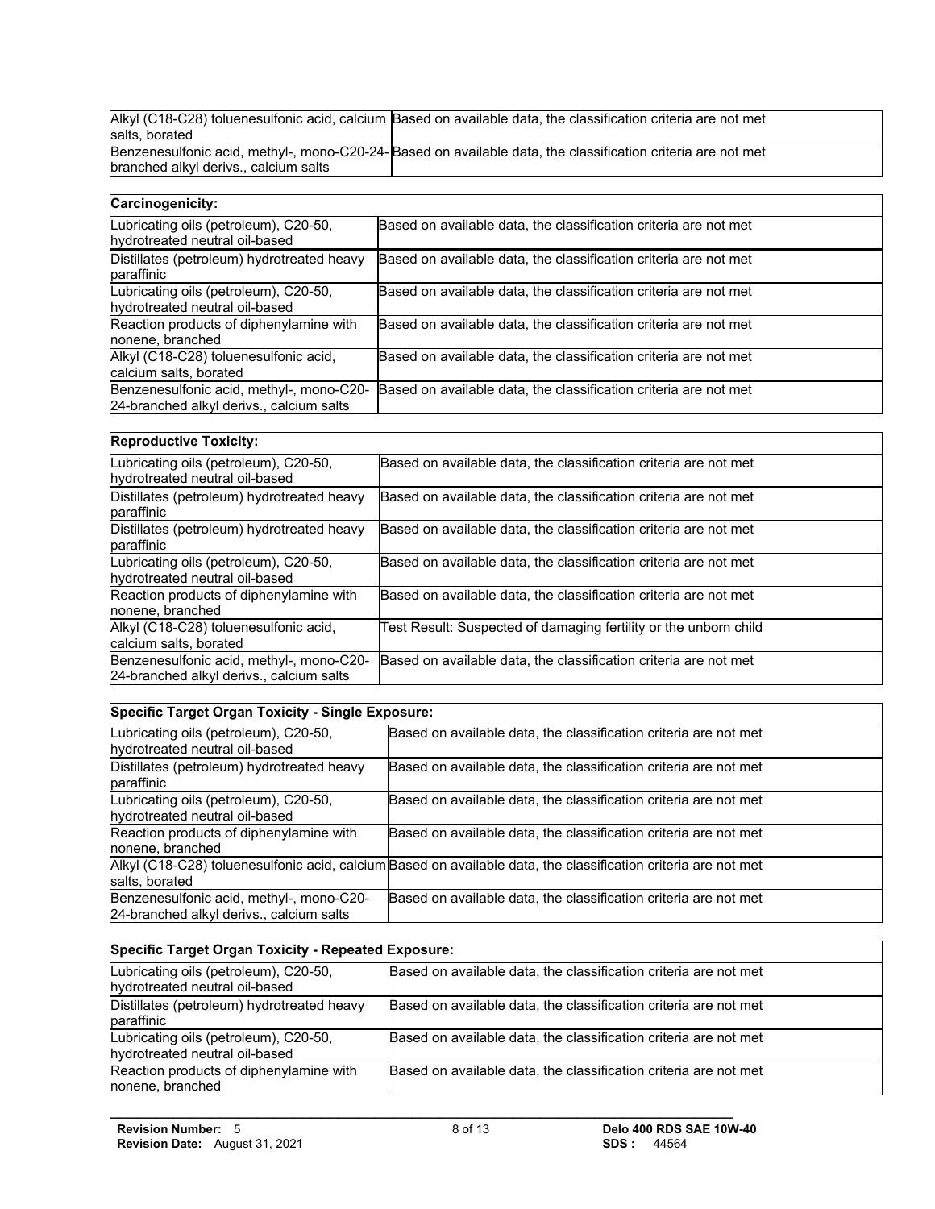| | |
|---|---|
| Alkyl (C18-C28) toluenesulfonic acid, calcium salts, borated | Based on available data, the classification criteria are not met |
| Benzenesulfonic acid, methyl-, mono-C20-24-branched alkyl derivs., calcium salts | Based on available data, the classification criteria are not met |

| Carcinogenicity: | |
|---|---|
| Lubricating oils (petroleum), C20-50, hydrotreated neutral oil-based | Based on available data, the classification criteria are not met |
| Distillates (petroleum) hydrotreated heavy paraffinic | Based on available data, the classification criteria are not met |
| Lubricating oils (petroleum), C20-50, hydrotreated neutral oil-based | Based on available data, the classification criteria are not met |
| Reaction products of diphenylamine with nonene, branched | Based on available data, the classification criteria are not met |
| Alkyl (C18-C28) toluenesulfonic acid, calcium salts, borated | Based on available data, the classification criteria are not met |
| Benzenesulfonic acid, methyl-, mono-C20-24-branched alkyl derivs., calcium salts | Based on available data, the classification criteria are not met |

| Reproductive Toxicity: | |
|---|---|
| Lubricating oils (petroleum), C20-50, hydrotreated neutral oil-based | Based on available data, the classification criteria are not met |
| Distillates (petroleum) hydrotreated heavy paraffinic | Based on available data, the classification criteria are not met |
| Distillates (petroleum) hydrotreated heavy paraffinic | Based on available data, the classification criteria are not met |
| Lubricating oils (petroleum), C20-50, hydrotreated neutral oil-based | Based on available data, the classification criteria are not met |
| Reaction products of diphenylamine with nonene, branched | Based on available data, the classification criteria are not met |
| Alkyl (C18-C28) toluenesulfonic acid, calcium salts, borated | Test Result: Suspected of damaging fertility or the unborn child |
| Benzenesulfonic acid, methyl-, mono-C20-24-branched alkyl derivs., calcium salts | Based on available data, the classification criteria are not met |

| Specific Target Organ Toxicity - Single Exposure: | |
|---|---|
| Lubricating oils (petroleum), C20-50, hydrotreated neutral oil-based | Based on available data, the classification criteria are not met |
| Distillates (petroleum) hydrotreated heavy paraffinic | Based on available data, the classification criteria are not met |
| Lubricating oils (petroleum), C20-50, hydrotreated neutral oil-based | Based on available data, the classification criteria are not met |
| Reaction products of diphenylamine with nonene, branched | Based on available data, the classification criteria are not met |
| Alkyl (C18-C28) toluenesulfonic acid, calcium salts, borated | Based on available data, the classification criteria are not met |
| Benzenesulfonic acid, methyl-, mono-C20-24-branched alkyl derivs., calcium salts | Based on available data, the classification criteria are not met |

| Specific Target Organ Toxicity - Repeated Exposure: | |
|---|---|
| Lubricating oils (petroleum), C20-50, hydrotreated neutral oil-based | Based on available data, the classification criteria are not met |
| Distillates (petroleum) hydrotreated heavy paraffinic | Based on available data, the classification criteria are not met |
| Lubricating oils (petroleum), C20-50, hydrotreated neutral oil-based | Based on available data, the classification criteria are not met |
| Reaction products of diphenylamine with nonene, branched | Based on available data, the classification criteria are not met |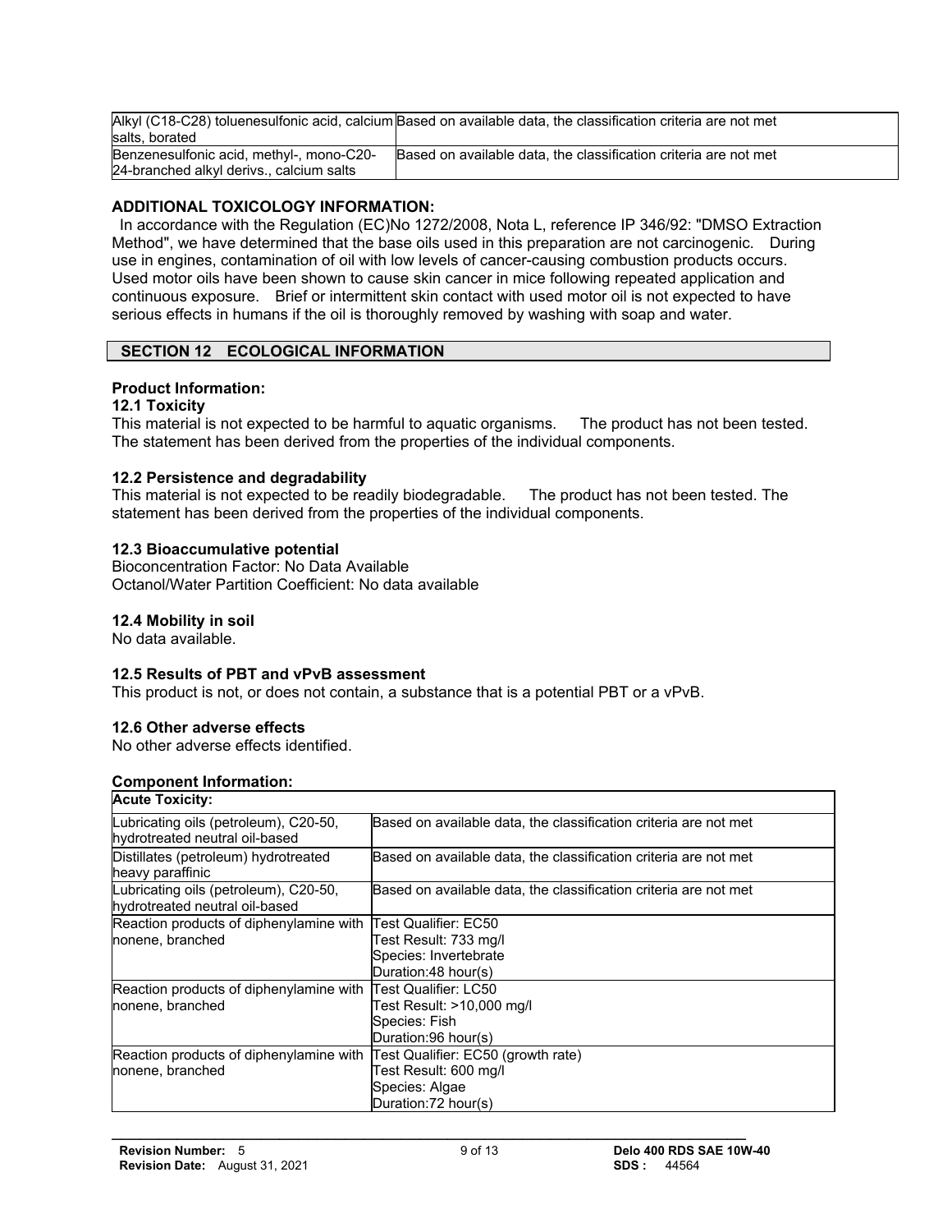| | |
|---|---|
| Alkyl (C18-C28) toluenesulfonic acid, calcium salts, borated | Based on available data, the classification criteria are not met |
| Benzenesulfonic acid, methyl-, mono-C20-24-branched alkyl derivs., calcium salts | Based on available data, the classification criteria are not met |

**ADDITIONAL TOXICOLOGY INFORMATION:**

In accordance with the Regulation (EC)No 1272/2008, Nota L, reference IP 346/92: "DMSO Extraction Method", we have determined that the base oils used in this preparation are not carcinogenic. During use in engines, contamination of oil with low levels of cancer-causing combustion products occurs. Used motor oils have been shown to cause skin cancer in mice following repeated application and continuous exposure. Brief or intermittent skin contact with used motor oil is not expected to have serious effects in humans if the oil is thoroughly removed by washing with soap and water.

## SECTION 12 ECOLOGICAL INFORMATION

**Product Information:**

**12.1 Toxicity**

This material is not expected to be harmful to aquatic organisms. The product has not been tested. The statement has been derived from the properties of the individual components.

**12.2 Persistence and degradability**

This material is not expected to be readily biodegradable. The product has not been tested. The statement has been derived from the properties of the individual components.

**12.3 Bioaccumulative potential**

Bioconcentration Factor: No Data Available
Octanol/Water Partition Coefficient: No data available

**12.4 Mobility in soil**

No data available.

**12.5 Results of PBT and vPvB assessment**

This product is not, or does not contain, a substance that is a potential PBT or a vPvB.

**12.6 Other adverse effects**

No other adverse effects identified.

**Component Information:**

| **Acute Toxicity:** | |
|---|---|
| Lubricating oils (petroleum), C20-50, hydrotreated neutral oil-based | Based on available data, the classification criteria are not met |
| Distillates (petroleum) hydrotreated heavy paraffinic | Based on available data, the classification criteria are not met |
| Lubricating oils (petroleum), C20-50, hydrotreated neutral oil-based | Based on available data, the classification criteria are not met |
| Reaction products of diphenylamine with nonene, branched | Test Qualifier: EC50<br>Test Result: 733 mg/l<br>Species: Invertebrate<br>Duration:48 hour(s) |
| Reaction products of diphenylamine with nonene, branched | Test Qualifier: LC50<br>Test Result: >10,000 mg/l<br>Species: Fish<br>Duration:96 hour(s) |
| Reaction products of diphenylamine with nonene, branched | Test Qualifier: EC50 (growth rate)<br>Test Result: 600 mg/l<br>Species: Algae<br>Duration:72 hour(s) |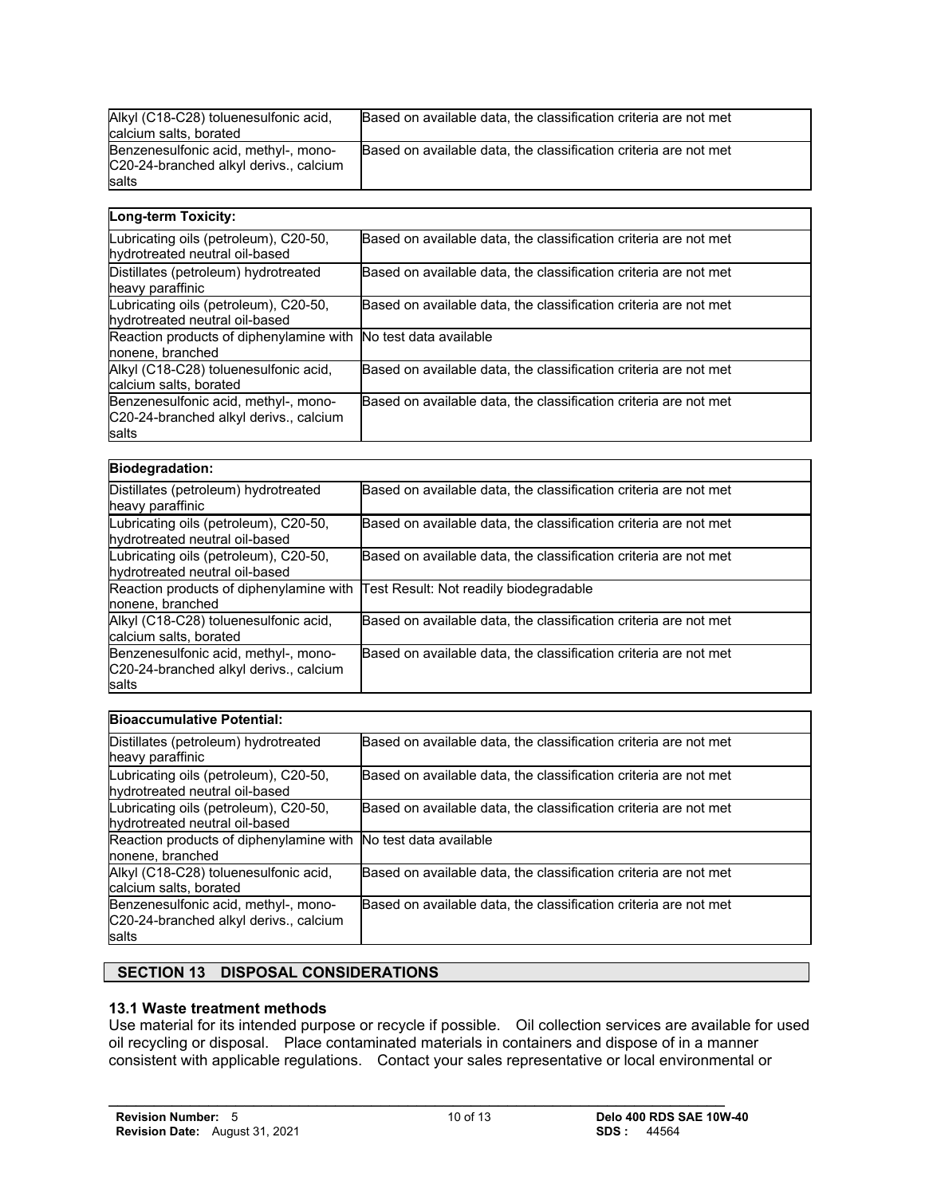| | |
|---|---|
| Alkyl (C18-C28) toluenesulfonic acid, calcium salts, borated | Based on available data, the classification criteria are not met |
| Benzenesulfonic acid, methyl-, mono-C20-24-branched alkyl derivs., calcium salts | Based on available data, the classification criteria are not met |

| **Long-term Toxicity:** | |
|---|---|
| Lubricating oils (petroleum), C20-50, hydrotreated neutral oil-based | Based on available data, the classification criteria are not met |
| Distillates (petroleum) hydrotreated heavy paraffinic | Based on available data, the classification criteria are not met |
| Lubricating oils (petroleum), C20-50, hydrotreated neutral oil-based | Based on available data, the classification criteria are not met |
| Reaction products of diphenylamine with nonene, branched | No test data available |
| Alkyl (C18-C28) toluenesulfonic acid, calcium salts, borated | Based on available data, the classification criteria are not met |
| Benzenesulfonic acid, methyl-, mono-C20-24-branched alkyl derivs., calcium salts | Based on available data, the classification criteria are not met |

| **Biodegradation:** | |
|---|---|
| Distillates (petroleum) hydrotreated heavy paraffinic | Based on available data, the classification criteria are not met |
| Lubricating oils (petroleum), C20-50, hydrotreated neutral oil-based | Based on available data, the classification criteria are not met |
| Lubricating oils (petroleum), C20-50, hydrotreated neutral oil-based | Based on available data, the classification criteria are not met |
| Reaction products of diphenylamine with nonene, branched | Test Result: Not readily biodegradable |
| Alkyl (C18-C28) toluenesulfonic acid, calcium salts, borated | Based on available data, the classification criteria are not met |
| Benzenesulfonic acid, methyl-, mono-C20-24-branched alkyl derivs., calcium salts | Based on available data, the classification criteria are not met |

| **Bioaccumulative Potential:** | |
|---|---|
| Distillates (petroleum) hydrotreated heavy paraffinic | Based on available data, the classification criteria are not met |
| Lubricating oils (petroleum), C20-50, hydrotreated neutral oil-based | Based on available data, the classification criteria are not met |
| Lubricating oils (petroleum), C20-50, hydrotreated neutral oil-based | Based on available data, the classification criteria are not met |
| Reaction products of diphenylamine with nonene, branched | No test data available |
| Alkyl (C18-C28) toluenesulfonic acid, calcium salts, borated | Based on available data, the classification criteria are not met |
| Benzenesulfonic acid, methyl-, mono-C20-24-branched alkyl derivs., calcium salts | Based on available data, the classification criteria are not met |

## SECTION 13 DISPOSAL CONSIDERATIONS

### 13.1 Waste treatment methods

Use material for its intended purpose or recycle if possible. Oil collection services are available for used oil recycling or disposal. Place contaminated materials in containers and dispose of in a manner consistent with applicable regulations. Contact your sales representative or local environmental or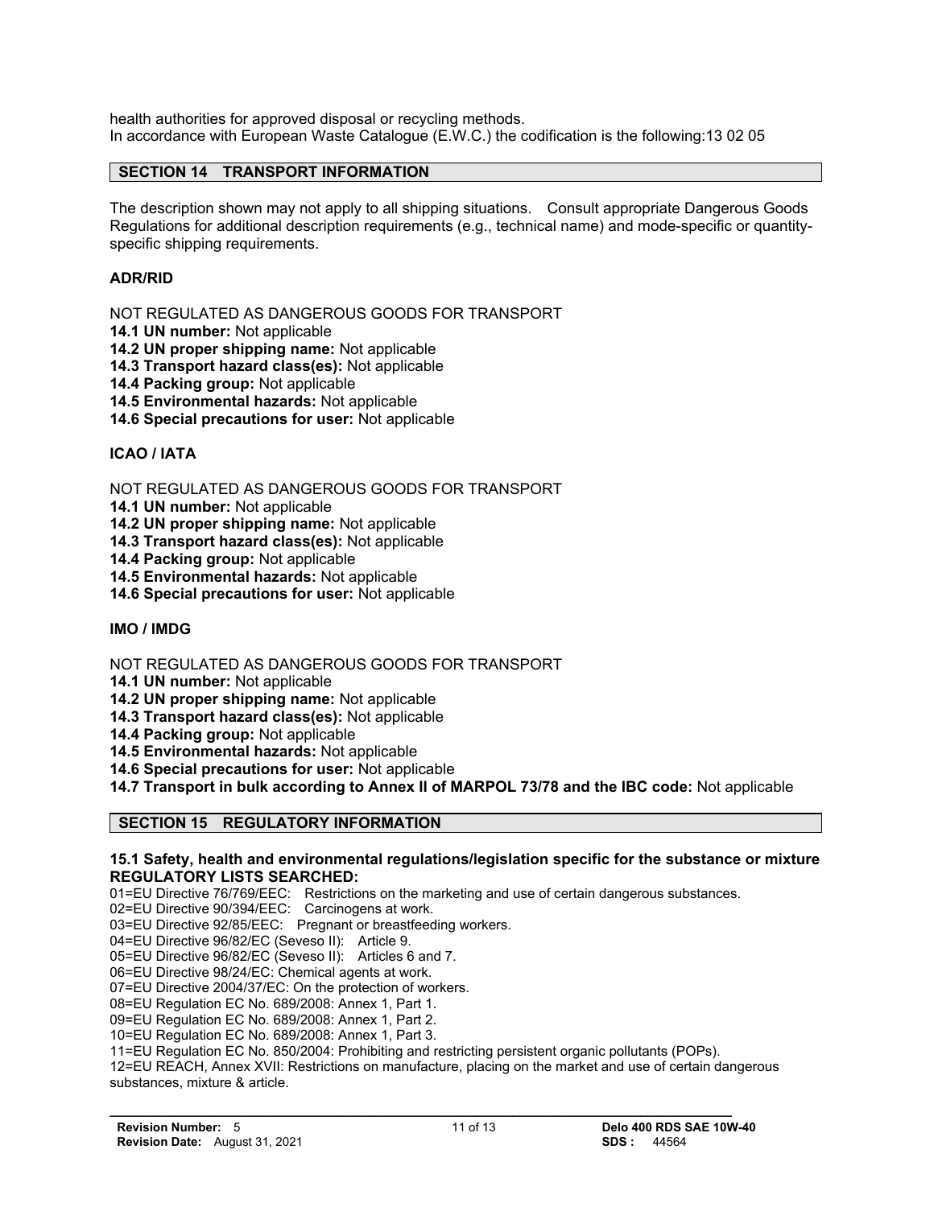health authorities for approved disposal or recycling methods.
In accordance with European Waste Catalogue (E.W.C.) the codification is the following:13 02 05

## SECTION 14 TRANSPORT INFORMATION

The description shown may not apply to all shipping situations. Consult appropriate Dangerous Goods Regulations for additional description requirements (e.g., technical name) and mode-specific or quantity-specific shipping requirements.

**ADR/RID**

NOT REGULATED AS DANGEROUS GOODS FOR TRANSPORT
**14.1 UN number:** Not applicable
**14.2 UN proper shipping name:** Not applicable
**14.3 Transport hazard class(es):** Not applicable
**14.4 Packing group:** Not applicable
**14.5 Environmental hazards:** Not applicable
**14.6 Special precautions for user:** Not applicable

**ICAO / IATA**

NOT REGULATED AS DANGEROUS GOODS FOR TRANSPORT
**14.1 UN number:** Not applicable
**14.2 UN proper shipping name:** Not applicable
**14.3 Transport hazard class(es):** Not applicable
**14.4 Packing group:** Not applicable
**14.5 Environmental hazards:** Not applicable
**14.6 Special precautions for user:** Not applicable

**IMO / IMDG**

NOT REGULATED AS DANGEROUS GOODS FOR TRANSPORT
**14.1 UN number:** Not applicable
**14.2 UN proper shipping name:** Not applicable
**14.3 Transport hazard class(es):** Not applicable
**14.4 Packing group:** Not applicable
**14.5 Environmental hazards:** Not applicable
**14.6 Special precautions for user:** Not applicable
**14.7 Transport in bulk according to Annex II of MARPOL 73/78 and the IBC code:** Not applicable

## SECTION 15 REGULATORY INFORMATION

**15.1 Safety, health and environmental regulations/legislation specific for the substance or mixture**
**REGULATORY LISTS SEARCHED:**

01=EU Directive 76/769/EEC: Restrictions on the marketing and use of certain dangerous substances.
02=EU Directive 90/394/EEC: Carcinogens at work.
03=EU Directive 92/85/EEC: Pregnant or breastfeeding workers.
04=EU Directive 96/82/EC (Seveso II): Article 9.
05=EU Directive 96/82/EC (Seveso II): Articles 6 and 7.
06=EU Directive 98/24/EC: Chemical agents at work.
07=EU Directive 2004/37/EC: On the protection of workers.
08=EU Regulation EC No. 689/2008: Annex 1, Part 1.
09=EU Regulation EC No. 689/2008: Annex 1, Part 2.
10=EU Regulation EC No. 689/2008: Annex 1, Part 3.
11=EU Regulation EC No. 850/2004: Prohibiting and restricting persistent organic pollutants (POPs).
12=EU REACH, Annex XVII: Restrictions on manufacture, placing on the market and use of certain dangerous substances, mixture & article.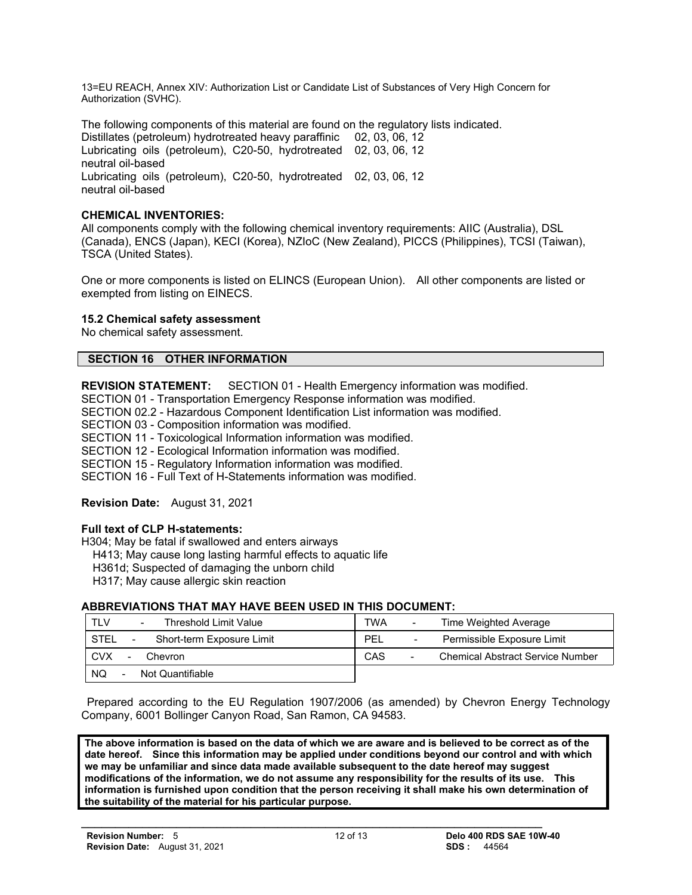13=EU REACH, Annex XIV: Authorization List or Candidate List of Substances of Very High Concern for Authorization (SVHC).

The following components of this material are found on the regulatory lists indicated.

| | |
|---|---|
| Distillates (petroleum) hydrotreated heavy paraffinic | 02, 03, 06, 12 |
| Lubricating oils (petroleum), C20-50, hydrotreated neutral oil-based | 02, 03, 06, 12 |
| Lubricating oils (petroleum), C20-50, hydrotreated neutral oil-based | 02, 03, 06, 12 |

**CHEMICAL INVENTORIES:**

All components comply with the following chemical inventory requirements: AIIC (Australia), DSL (Canada), ENCS (Japan), KECI (Korea), NZIoC (New Zealand), PICCS (Philippines), TCSI (Taiwan), TSCA (United States).

One or more components is listed on ELINCS (European Union). All other components are listed or exempted from listing on EINECS.

**15.2 Chemical safety assessment**

No chemical safety assessment.

## SECTION 16 OTHER INFORMATION

**REVISION STATEMENT:** SECTION 01 - Health Emergency information was modified.
SECTION 01 - Transportation Emergency Response information was modified.
SECTION 02.2 - Hazardous Component Identification List information was modified.
SECTION 03 - Composition information was modified.
SECTION 11 - Toxicological Information information was modified.
SECTION 12 - Ecological Information information was modified.
SECTION 15 - Regulatory Information information was modified.
SECTION 16 - Full Text of H-Statements information was modified.

**Revision Date:** August 31, 2021

**Full text of CLP H-statements:**

H304; May be fatal if swallowed and enters airways
H413; May cause long lasting harmful effects to aquatic life
H361d; Suspected of damaging the unborn child
H317; May cause allergic skin reaction

**ABBREVIATIONS THAT MAY HAVE BEEN USED IN THIS DOCUMENT:**

| | |
|---|---|
| TLV - Threshold Limit Value | TWA - Time Weighted Average |
| STEL - Short-term Exposure Limit | PEL - Permissible Exposure Limit |
| CVX - Chevron | CAS - Chemical Abstract Service Number |
| NQ - Not Quantifiable | |

Prepared according to the EU Regulation 1907/2006 (as amended) by Chevron Energy Technology Company, 6001 Bollinger Canyon Road, San Ramon, CA 94583.

**The above information is based on the data of which we are aware and is believed to be correct as of the date hereof. Since this information may be applied under conditions beyond our control and with which we may be unfamiliar and since data made available subsequent to the date hereof may suggest modifications of the information, we do not assume any responsibility for the results of its use. This information is furnished upon condition that the person receiving it shall make his own determination of the suitability of the material for his particular purpose.**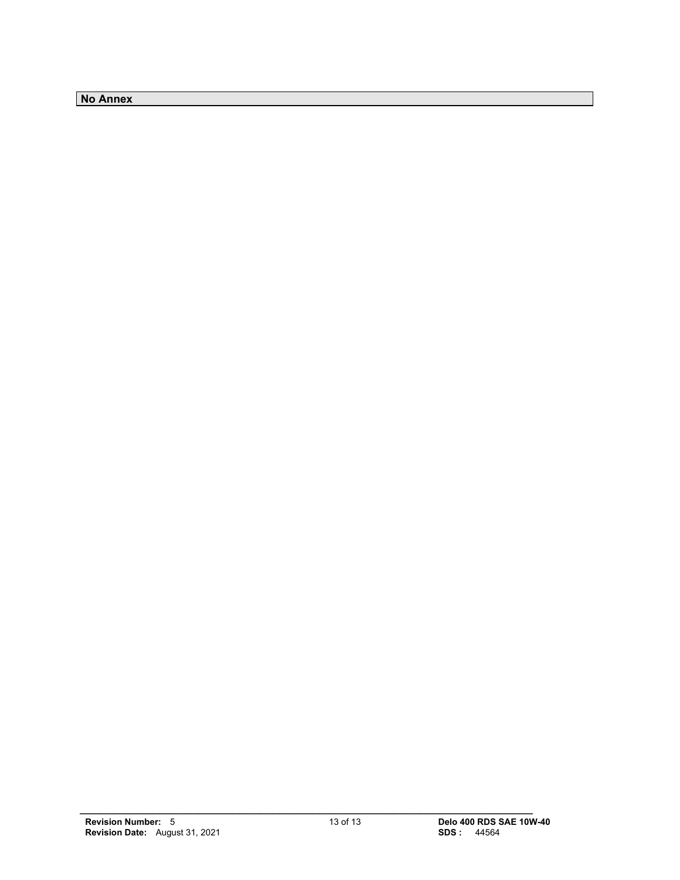## No Annex